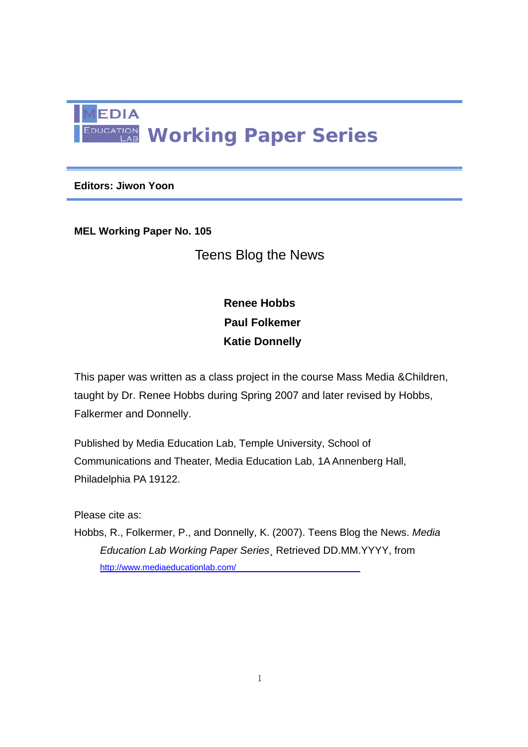# MEDIA EDUCATION LAB Working Paper Series

**Editors: Jiwon Yoon**

**MEL Working Paper No. 105**

## Teens Blog the News

**Renee Hobbs**
**Paul Folkemer**
**Katie Donnelly**

This paper was written as a class project in the course Mass Media &Children, taught by Dr. Renee Hobbs during Spring 2007 and later revised by Hobbs, Falkermer and Donnelly.

Published by Media Education Lab, Temple University, School of Communications and Theater, Media Education Lab, 1A Annenberg Hall, Philadelphia PA 19122.

Please cite as:

Hobbs, R., Folkermer, P., and Donnelly, K. (2007). Teens Blog the News. *Media Education Lab Working Paper Series*¸ Retrieved DD.MM.YYYY, from http://www.mediaeducationlab.com/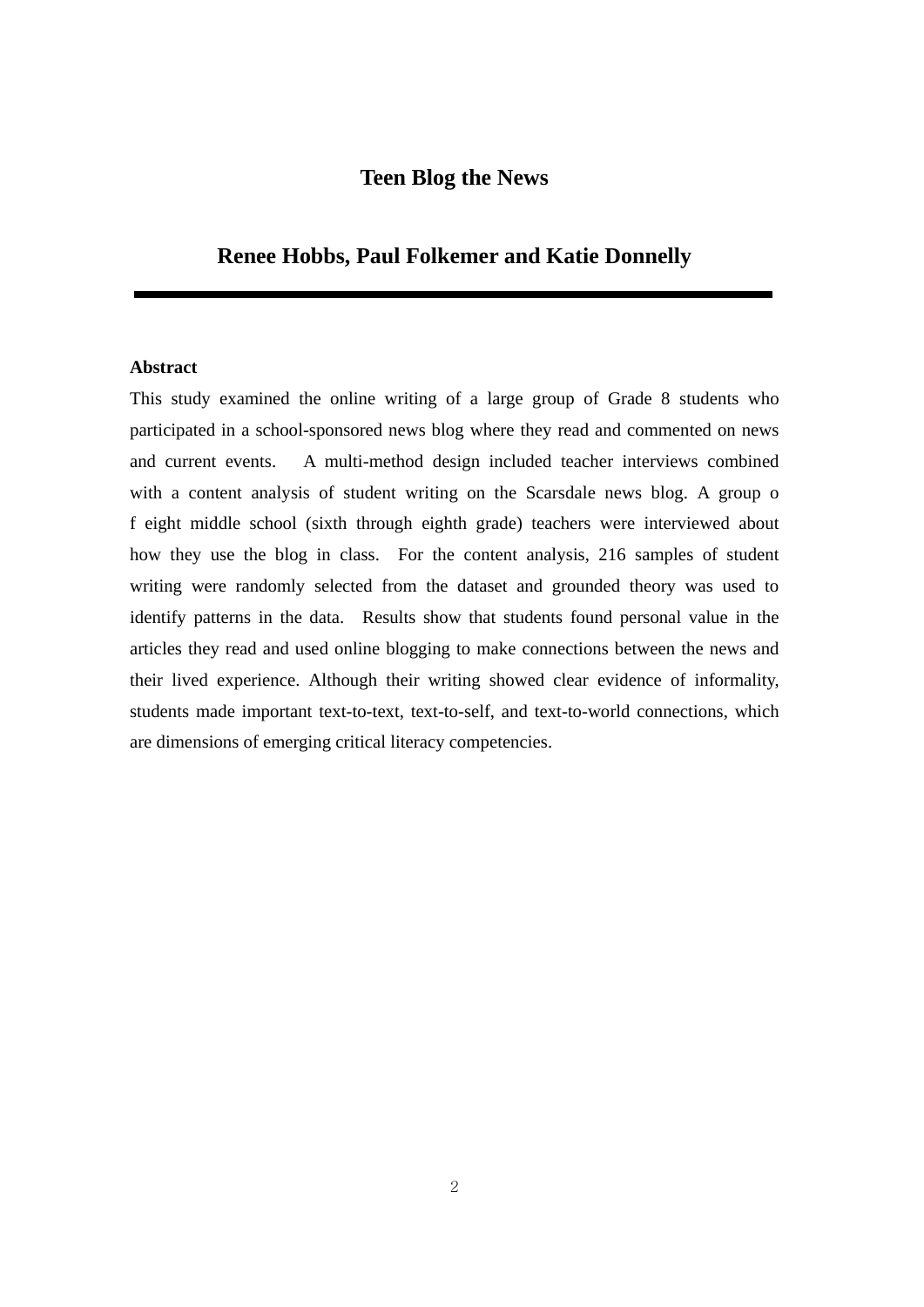# Teen Blog the News

## Renee Hobbs, Paul Folkemer and Katie Donnelly

---

**Abstract**

This study examined the online writing of a large group of Grade 8 students who participated in a school-sponsored news blog where they read and commented on news and current events. A multi-method design included teacher interviews combined with a content analysis of student writing on the Scarsdale news blog. A group of eight middle school (sixth through eighth grade) teachers were interviewed about how they use the blog in class. For the content analysis, 216 samples of student writing were randomly selected from the dataset and grounded theory was used to identify patterns in the data. Results show that students found personal value in the articles they read and used online blogging to make connections between the news and their lived experience. Although their writing showed clear evidence of informality, students made important text-to-text, text-to-self, and text-to-world connections, which are dimensions of emerging critical literacy competencies.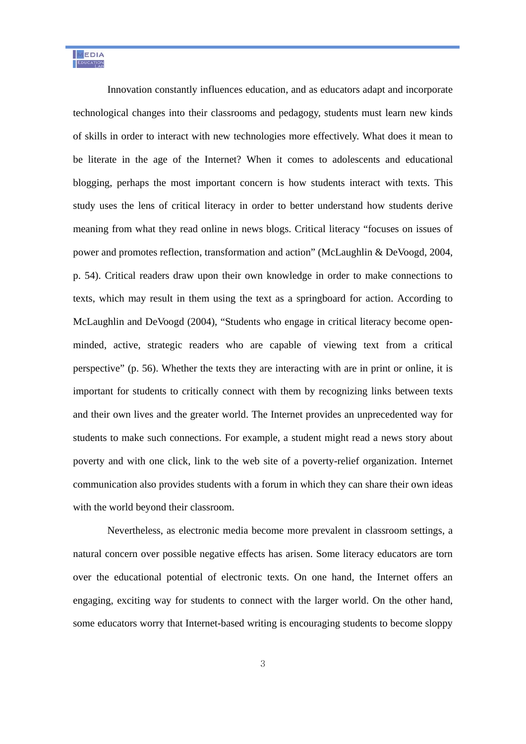Innovation constantly influences education, and as educators adapt and incorporate technological changes into their classrooms and pedagogy, students must learn new kinds of skills in order to interact with new technologies more effectively. What does it mean to be literate in the age of the Internet? When it comes to adolescents and educational blogging, perhaps the most important concern is how students interact with texts. This study uses the lens of critical literacy in order to better understand how students derive meaning from what they read online in news blogs. Critical literacy "focuses on issues of power and promotes reflection, transformation and action" (McLaughlin & DeVoogd, 2004, p. 54). Critical readers draw upon their own knowledge in order to make connections to texts, which may result in them using the text as a springboard for action. According to McLaughlin and DeVoogd (2004), "Students who engage in critical literacy become open-minded, active, strategic readers who are capable of viewing text from a critical perspective" (p. 56). Whether the texts they are interacting with are in print or online, it is important for students to critically connect with them by recognizing links between texts and their own lives and the greater world. The Internet provides an unprecedented way for students to make such connections. For example, a student might read a news story about poverty and with one click, link to the web site of a poverty-relief organization. Internet communication also provides students with a forum in which they can share their own ideas with the world beyond their classroom.

Nevertheless, as electronic media become more prevalent in classroom settings, a natural concern over possible negative effects has arisen. Some literacy educators are torn over the educational potential of electronic texts. On one hand, the Internet offers an engaging, exciting way for students to connect with the larger world. On the other hand, some educators worry that Internet-based writing is encouraging students to become sloppy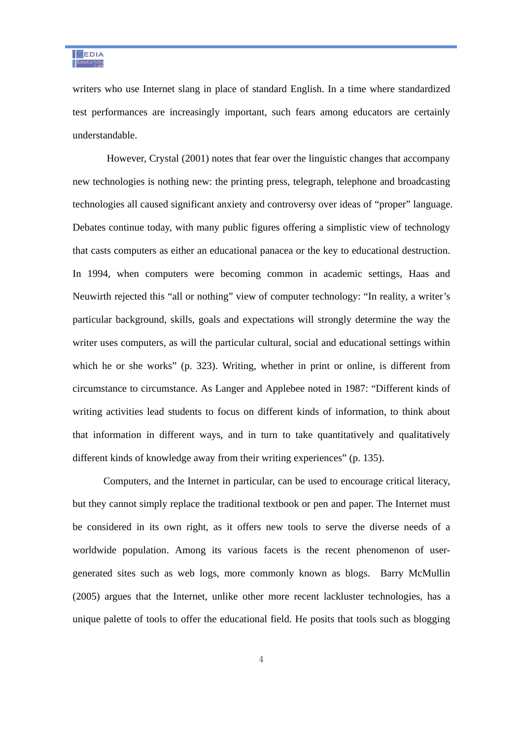writers who use Internet slang in place of standard English. In a time where standardized test performances are increasingly important, such fears among educators are certainly understandable.

However, Crystal (2001) notes that fear over the linguistic changes that accompany new technologies is nothing new: the printing press, telegraph, telephone and broadcasting technologies all caused significant anxiety and controversy over ideas of "proper" language. Debates continue today, with many public figures offering a simplistic view of technology that casts computers as either an educational panacea or the key to educational destruction. In 1994, when computers were becoming common in academic settings, Haas and Neuwirth rejected this "all or nothing" view of computer technology: "In reality, a writer's particular background, skills, goals and expectations will strongly determine the way the writer uses computers, as will the particular cultural, social and educational settings within which he or she works" (p. 323). Writing, whether in print or online, is different from circumstance to circumstance. As Langer and Applebee noted in 1987: "Different kinds of writing activities lead students to focus on different kinds of information, to think about that information in different ways, and in turn to take quantitatively and qualitatively different kinds of knowledge away from their writing experiences" (p. 135).

Computers, and the Internet in particular, can be used to encourage critical literacy, but they cannot simply replace the traditional textbook or pen and paper. The Internet must be considered in its own right, as it offers new tools to serve the diverse needs of a worldwide population. Among its various facets is the recent phenomenon of user-generated sites such as web logs, more commonly known as blogs. Barry McMullin (2005) argues that the Internet, unlike other more recent lackluster technologies, has a unique palette of tools to offer the educational field. He posits that tools such as blogging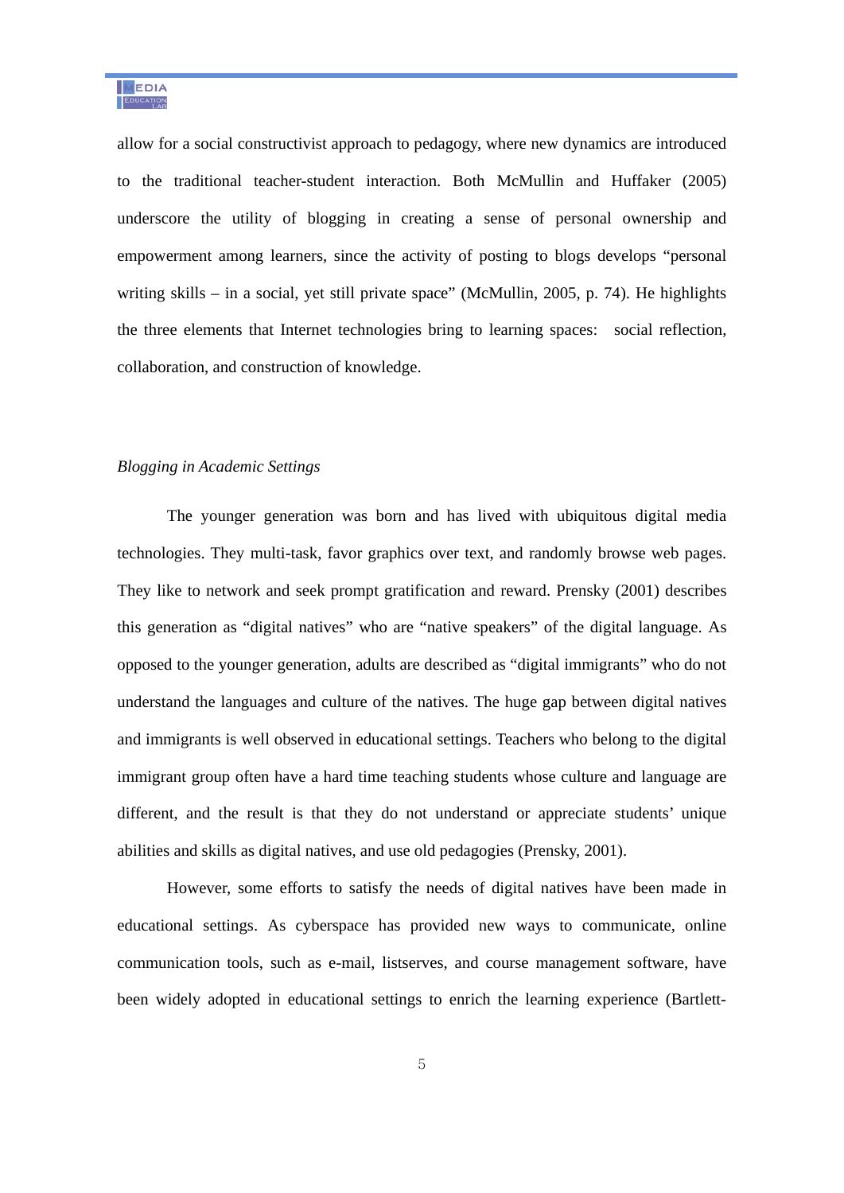allow for a social constructivist approach to pedagogy, where new dynamics are introduced to the traditional teacher-student interaction. Both McMullin and Huffaker (2005) underscore the utility of blogging in creating a sense of personal ownership and empowerment among learners, since the activity of posting to blogs develops "personal writing skills – in a social, yet still private space" (McMullin, 2005, p. 74). He highlights the three elements that Internet technologies bring to learning spaces: social reflection, collaboration, and construction of knowledge.

### *Blogging in Academic Settings*

The younger generation was born and has lived with ubiquitous digital media technologies. They multi-task, favor graphics over text, and randomly browse web pages. They like to network and seek prompt gratification and reward. Prensky (2001) describes this generation as "digital natives" who are "native speakers" of the digital language. As opposed to the younger generation, adults are described as "digital immigrants" who do not understand the languages and culture of the natives. The huge gap between digital natives and immigrants is well observed in educational settings. Teachers who belong to the digital immigrant group often have a hard time teaching students whose culture and language are different, and the result is that they do not understand or appreciate students' unique abilities and skills as digital natives, and use old pedagogies (Prensky, 2001).

However, some efforts to satisfy the needs of digital natives have been made in educational settings. As cyberspace has provided new ways to communicate, online communication tools, such as e-mail, listserves, and course management software, have been widely adopted in educational settings to enrich the learning experience (Bartlett-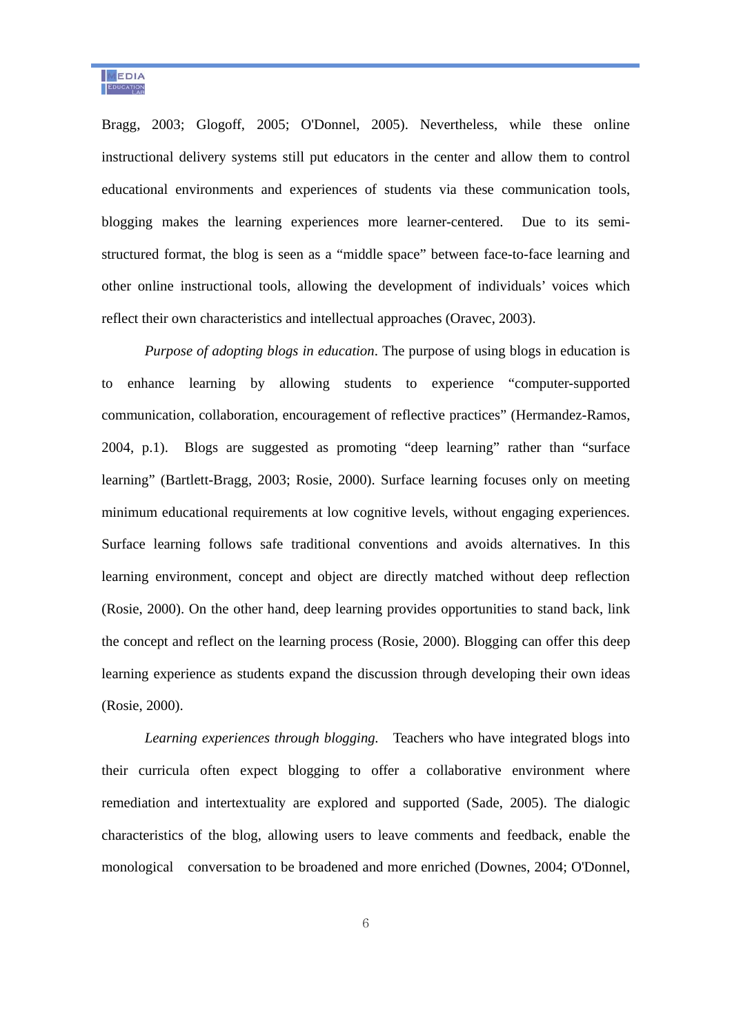Bragg, 2003; Glogoff, 2005; O'Donnel, 2005). Nevertheless, while these online instructional delivery systems still put educators in the center and allow them to control educational environments and experiences of students via these communication tools, blogging makes the learning experiences more learner-centered. Due to its semi-structured format, the blog is seen as a "middle space" between face-to-face learning and other online instructional tools, allowing the development of individuals' voices which reflect their own characteristics and intellectual approaches (Oravec, 2003).

*Purpose of adopting blogs in education*. The purpose of using blogs in education is to enhance learning by allowing students to experience "computer-supported communication, collaboration, encouragement of reflective practices" (Hermandez-Ramos, 2004, p.1). Blogs are suggested as promoting "deep learning" rather than "surface learning" (Bartlett-Bragg, 2003; Rosie, 2000). Surface learning focuses only on meeting minimum educational requirements at low cognitive levels, without engaging experiences. Surface learning follows safe traditional conventions and avoids alternatives. In this learning environment, concept and object are directly matched without deep reflection (Rosie, 2000). On the other hand, deep learning provides opportunities to stand back, link the concept and reflect on the learning process (Rosie, 2000). Blogging can offer this deep learning experience as students expand the discussion through developing their own ideas (Rosie, 2000).

*Learning experiences through blogging.* Teachers who have integrated blogs into their curricula often expect blogging to offer a collaborative environment where remediation and intertextuality are explored and supported (Sade, 2005). The dialogic characteristics of the blog, allowing users to leave comments and feedback, enable the monological conversation to be broadened and more enriched (Downes, 2004; O'Donnel,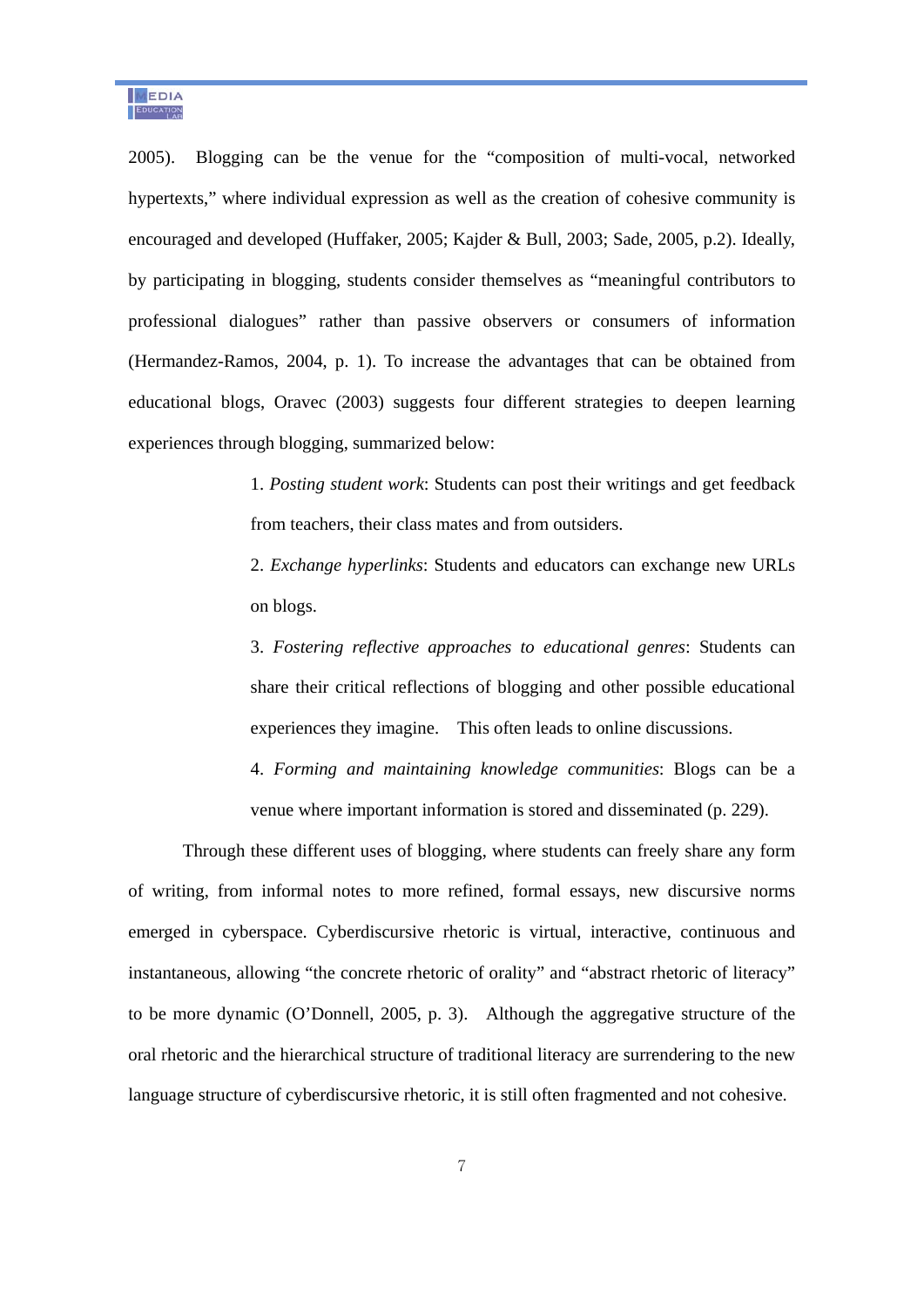2005). Blogging can be the venue for the "composition of multi-vocal, networked hypertexts," where individual expression as well as the creation of cohesive community is encouraged and developed (Huffaker, 2005; Kajder & Bull, 2003; Sade, 2005, p.2). Ideally, by participating in blogging, students consider themselves as "meaningful contributors to professional dialogues" rather than passive observers or consumers of information (Hermandez-Ramos, 2004, p. 1). To increase the advantages that can be obtained from educational blogs, Oravec (2003) suggests four different strategies to deepen learning experiences through blogging, summarized below:

> 1. *Posting student work*: Students can post their writings and get feedback from teachers, their class mates and from outsiders.
>
> 2. *Exchange hyperlinks*: Students and educators can exchange new URLs on blogs.
>
> 3. *Fostering reflective approaches to educational genres*: Students can share their critical reflections of blogging and other possible educational experiences they imagine. This often leads to online discussions.
>
> 4. *Forming and maintaining knowledge communities*: Blogs can be a venue where important information is stored and disseminated (p. 229).

Through these different uses of blogging, where students can freely share any form of writing, from informal notes to more refined, formal essays, new discursive norms emerged in cyberspace. Cyberdiscursive rhetoric is virtual, interactive, continuous and instantaneous, allowing "the concrete rhetoric of orality" and "abstract rhetoric of literacy" to be more dynamic (O'Donnell, 2005, p. 3). Although the aggregative structure of the oral rhetoric and the hierarchical structure of traditional literacy are surrendering to the new language structure of cyberdiscursive rhetoric, it is still often fragmented and not cohesive.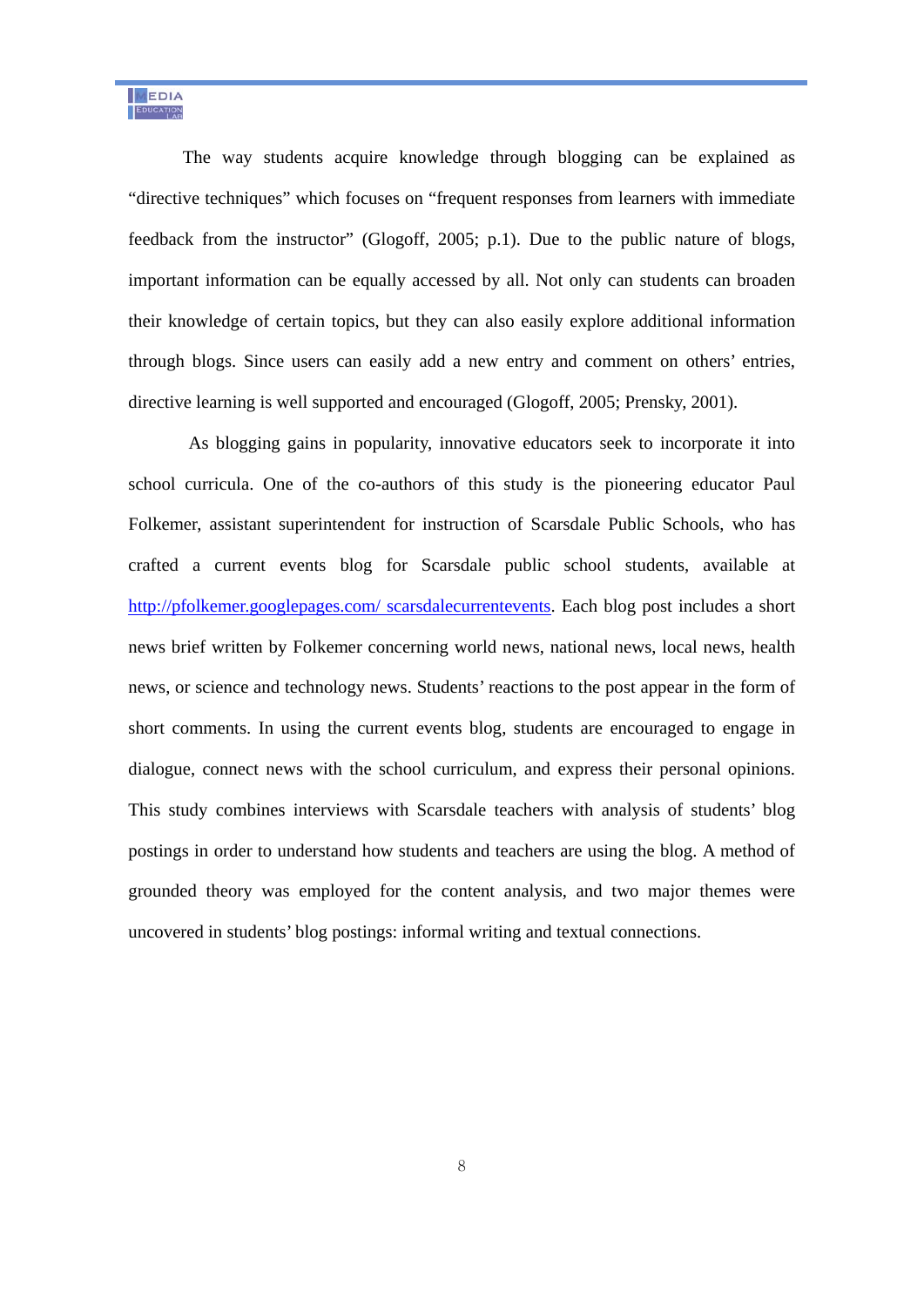The way students acquire knowledge through blogging can be explained as "directive techniques" which focuses on "frequent responses from learners with immediate feedback from the instructor" (Glogoff, 2005; p.1). Due to the public nature of blogs, important information can be equally accessed by all. Not only can students can broaden their knowledge of certain topics, but they can also easily explore additional information through blogs. Since users can easily add a new entry and comment on others' entries, directive learning is well supported and encouraged (Glogoff, 2005; Prensky, 2001).

As blogging gains in popularity, innovative educators seek to incorporate it into school curricula. One of the co-authors of this study is the pioneering educator Paul Folkemer, assistant superintendent for instruction of Scarsdale Public Schools, who has crafted a current events blog for Scarsdale public school students, available at [http://pfolkemer.googlepages.com/ scarsdalecurrentevents](http://pfolkemer.googlepages.com/scarsdalecurrentevents). Each blog post includes a short news brief written by Folkemer concerning world news, national news, local news, health news, or science and technology news. Students' reactions to the post appear in the form of short comments. In using the current events blog, students are encouraged to engage in dialogue, connect news with the school curriculum, and express their personal opinions. This study combines interviews with Scarsdale teachers with analysis of students' blog postings in order to understand how students and teachers are using the blog. A method of grounded theory was employed for the content analysis, and two major themes were uncovered in students' blog postings: informal writing and textual connections.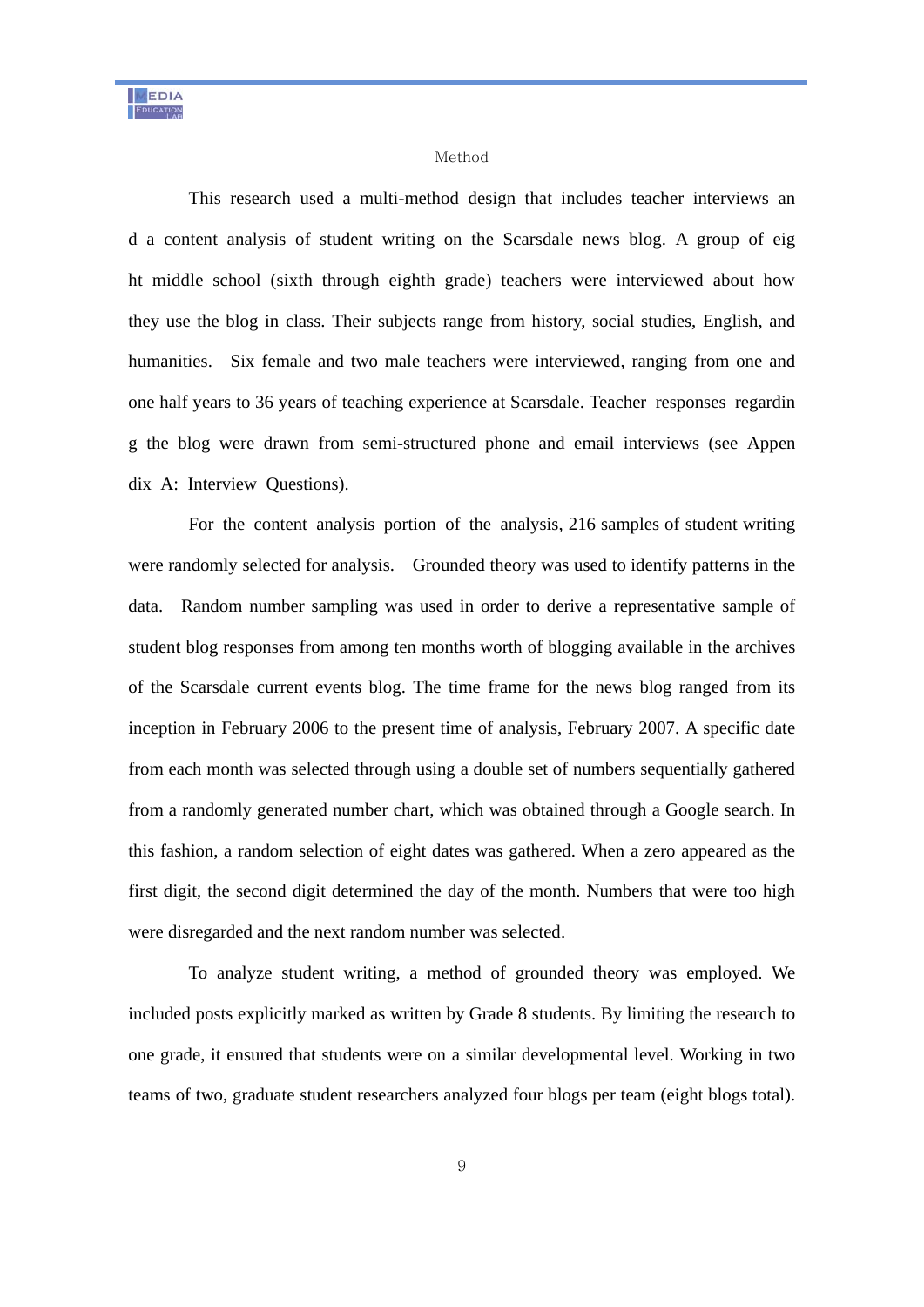## Method

This research used a multi-method design that includes teacher interviews and a content analysis of student writing on the Scarsdale news blog. A group of eight middle school (sixth through eighth grade) teachers were interviewed about how they use the blog in class. Their subjects range from history, social studies, English, and humanities. Six female and two male teachers were interviewed, ranging from one and one half years to 36 years of teaching experience at Scarsdale. Teacher responses regarding the blog were drawn from semi-structured phone and email interviews (see Appendix A: Interview Questions).

For the content analysis portion of the analysis, 216 samples of student writing were randomly selected for analysis. Grounded theory was used to identify patterns in the data. Random number sampling was used in order to derive a representative sample of student blog responses from among ten months worth of blogging available in the archives of the Scarsdale current events blog. The time frame for the news blog ranged from its inception in February 2006 to the present time of analysis, February 2007. A specific date from each month was selected through using a double set of numbers sequentially gathered from a randomly generated number chart, which was obtained through a Google search. In this fashion, a random selection of eight dates was gathered. When a zero appeared as the first digit, the second digit determined the day of the month. Numbers that were too high were disregarded and the next random number was selected.

To analyze student writing, a method of grounded theory was employed. We included posts explicitly marked as written by Grade 8 students. By limiting the research to one grade, it ensured that students were on a similar developmental level. Working in two teams of two, graduate student researchers analyzed four blogs per team (eight blogs total).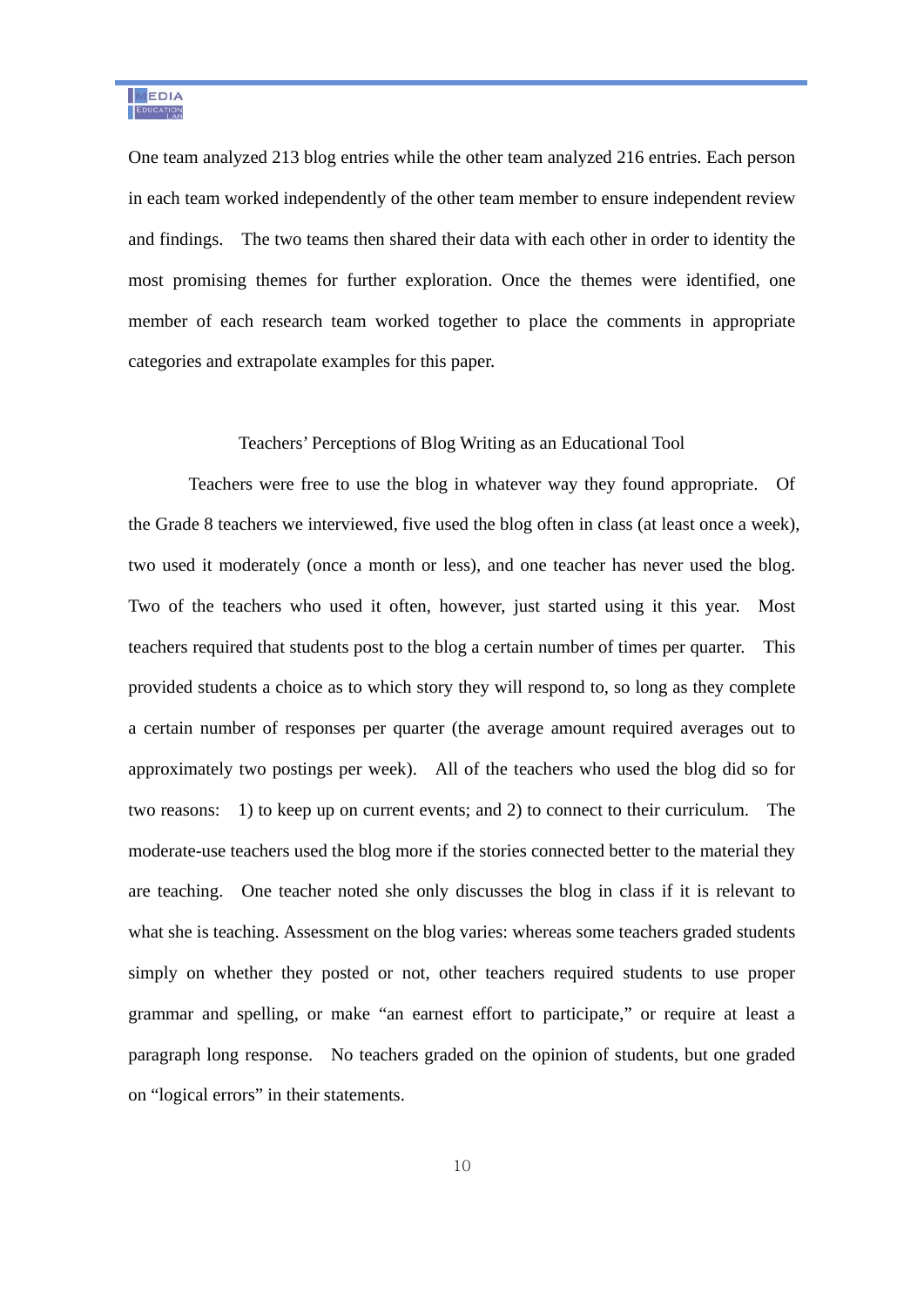One team analyzed 213 blog entries while the other team analyzed 216 entries. Each person in each team worked independently of the other team member to ensure independent review and findings. The two teams then shared their data with each other in order to identity the most promising themes for further exploration. Once the themes were identified, one member of each research team worked together to place the comments in appropriate categories and extrapolate examples for this paper.

## Teachers' Perceptions of Blog Writing as an Educational Tool

Teachers were free to use the blog in whatever way they found appropriate. Of the Grade 8 teachers we interviewed, five used the blog often in class (at least once a week), two used it moderately (once a month or less), and one teacher has never used the blog. Two of the teachers who used it often, however, just started using it this year. Most teachers required that students post to the blog a certain number of times per quarter. This provided students a choice as to which story they will respond to, so long as they complete a certain number of responses per quarter (the average amount required averages out to approximately two postings per week). All of the teachers who used the blog did so for two reasons: 1) to keep up on current events; and 2) to connect to their curriculum. The moderate-use teachers used the blog more if the stories connected better to the material they are teaching. One teacher noted she only discusses the blog in class if it is relevant to what she is teaching. Assessment on the blog varies: whereas some teachers graded students simply on whether they posted or not, other teachers required students to use proper grammar and spelling, or make "an earnest effort to participate," or require at least a paragraph long response. No teachers graded on the opinion of students, but one graded on "logical errors" in their statements.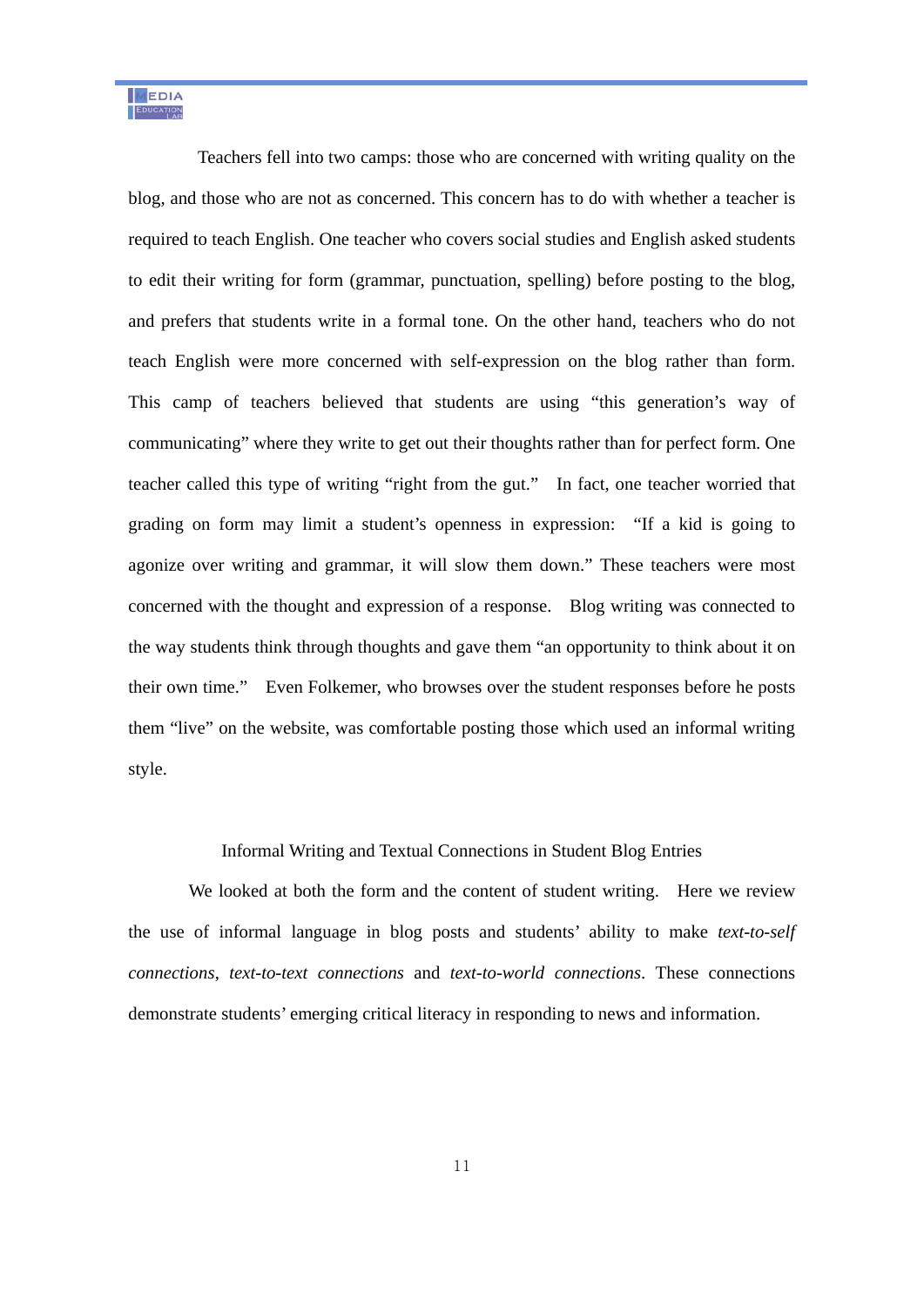Teachers fell into two camps: those who are concerned with writing quality on the blog, and those who are not as concerned. This concern has to do with whether a teacher is required to teach English. One teacher who covers social studies and English asked students to edit their writing for form (grammar, punctuation, spelling) before posting to the blog, and prefers that students write in a formal tone. On the other hand, teachers who do not teach English were more concerned with self-expression on the blog rather than form. This camp of teachers believed that students are using "this generation's way of communicating" where they write to get out their thoughts rather than for perfect form. One teacher called this type of writing "right from the gut." In fact, one teacher worried that grading on form may limit a student's openness in expression: "If a kid is going to agonize over writing and grammar, it will slow them down." These teachers were most concerned with the thought and expression of a response. Blog writing was connected to the way students think through thoughts and gave them "an opportunity to think about it on their own time." Even Folkemer, who browses over the student responses before he posts them "live" on the website, was comfortable posting those which used an informal writing style.

## Informal Writing and Textual Connections in Student Blog Entries

We looked at both the form and the content of student writing. Here we review the use of informal language in blog posts and students' ability to make *text-to-self connections*, *text-to-text connections* and *text-to-world connections*. These connections demonstrate students' emerging critical literacy in responding to news and information.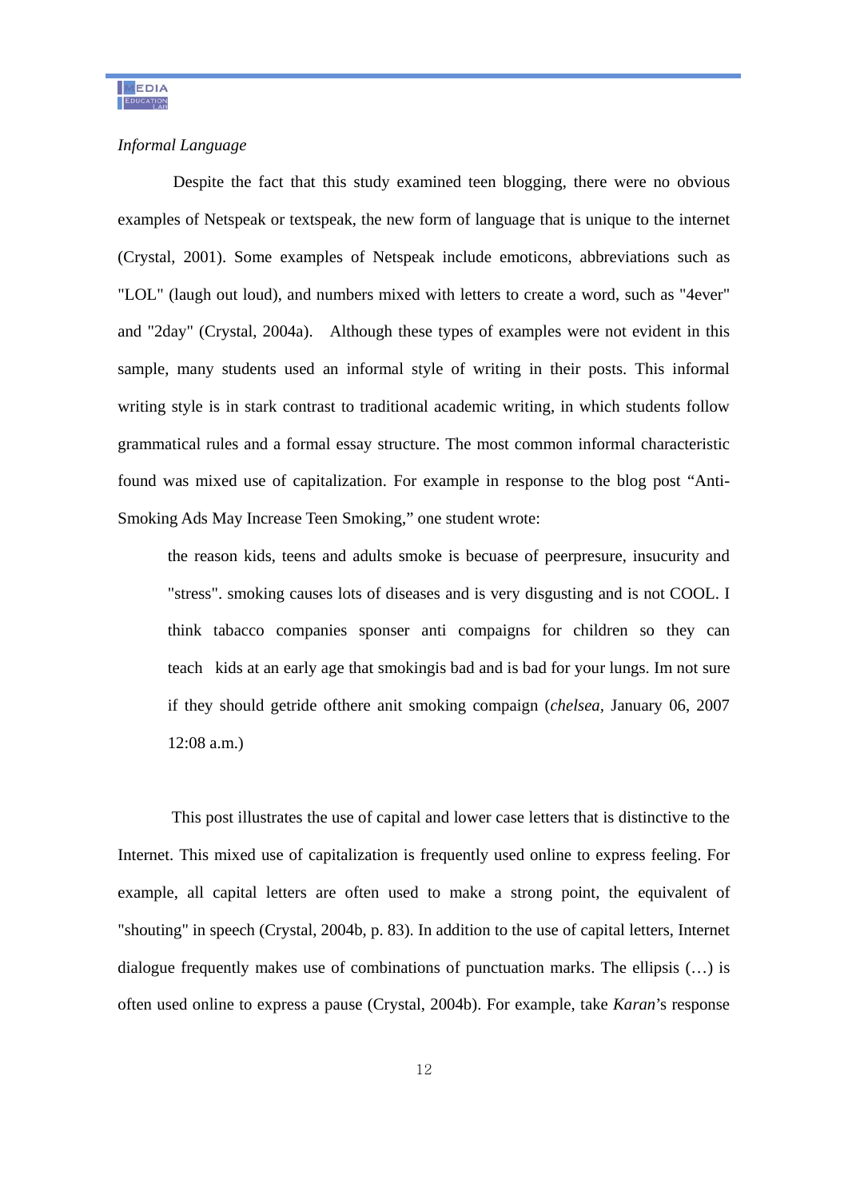*Informal Language*

Despite the fact that this study examined teen blogging, there were no obvious examples of Netspeak or textspeak, the new form of language that is unique to the internet (Crystal, 2001). Some examples of Netspeak include emoticons, abbreviations such as "LOL" (laugh out loud), and numbers mixed with letters to create a word, such as "4ever" and "2day" (Crystal, 2004a). Although these types of examples were not evident in this sample, many students used an informal style of writing in their posts. This informal writing style is in stark contrast to traditional academic writing, in which students follow grammatical rules and a formal essay structure. The most common informal characteristic found was mixed use of capitalization. For example in response to the blog post "Anti-Smoking Ads May Increase Teen Smoking," one student wrote:

> the reason kids, teens and adults smoke is becuase of peerpresure, insucurity and "stress". smoking causes lots of diseases and is very disgusting and is not COOL. I think tabacco companies sponser anti compaigns for children so they can teach kids at an early age that smokingis bad and is bad for your lungs. Im not sure if they should getride ofthere anit smoking compaign (*chelsea*, January 06, 2007 12:08 a.m.)

This post illustrates the use of capital and lower case letters that is distinctive to the Internet. This mixed use of capitalization is frequently used online to express feeling. For example, all capital letters are often used to make a strong point, the equivalent of "shouting" in speech (Crystal, 2004b, p. 83). In addition to the use of capital letters, Internet dialogue frequently makes use of combinations of punctuation marks. The ellipsis (…) is often used online to express a pause (Crystal, 2004b). For example, take *Karan*'s response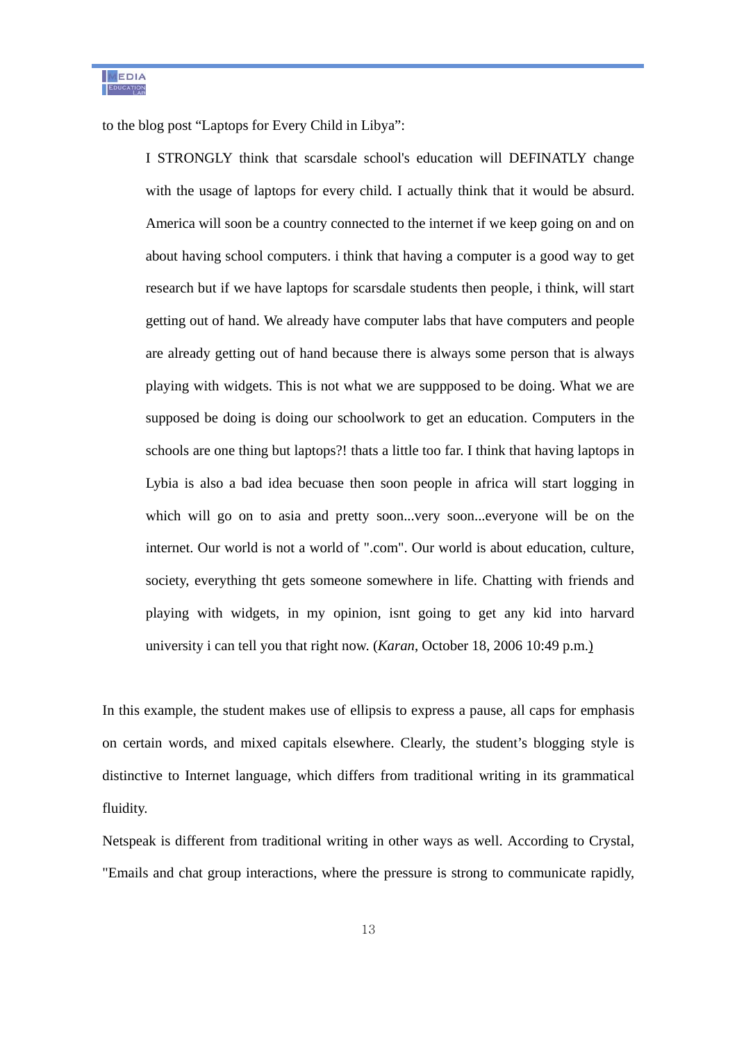to the blog post “Laptops for Every Child in Libya”:

> I STRONGLY think that scarsdale school's education will DEFINATLY change with the usage of laptops for every child. I actually think that it would be absurd. America will soon be a country connected to the internet if we keep going on and on about having school computers. i think that having a computer is a good way to get research but if we have laptops for scarsdale students then people, i think, will start getting out of hand. We already have computer labs that have computers and people are already getting out of hand because there is always some person that is always playing with widgets. This is not what we are suppposed to be doing. What we are supposed be doing is doing our schoolwork to get an education. Computers in the schools are one thing but laptops?! thats a little too far. I think that having laptops in Lybia is also a bad idea becuase then soon people in africa will start logging in which will go on to asia and pretty soon...very soon...everyone will be on the internet. Our world is not a world of ".com". Our world is about education, culture, society, everything tht gets someone somewhere in life. Chatting with friends and playing with widgets, in my opinion, isnt going to get any kid into harvard university i can tell you that right now. (*Karan*, October 18, 2006 10:49 p.m.)

In this example, the student makes use of ellipsis to express a pause, all caps for emphasis on certain words, and mixed capitals elsewhere. Clearly, the student’s blogging style is distinctive to Internet language, which differs from traditional writing in its grammatical fluidity.

Netspeak is different from traditional writing in other ways as well. According to Crystal, "Emails and chat group interactions, where the pressure is strong to communicate rapidly,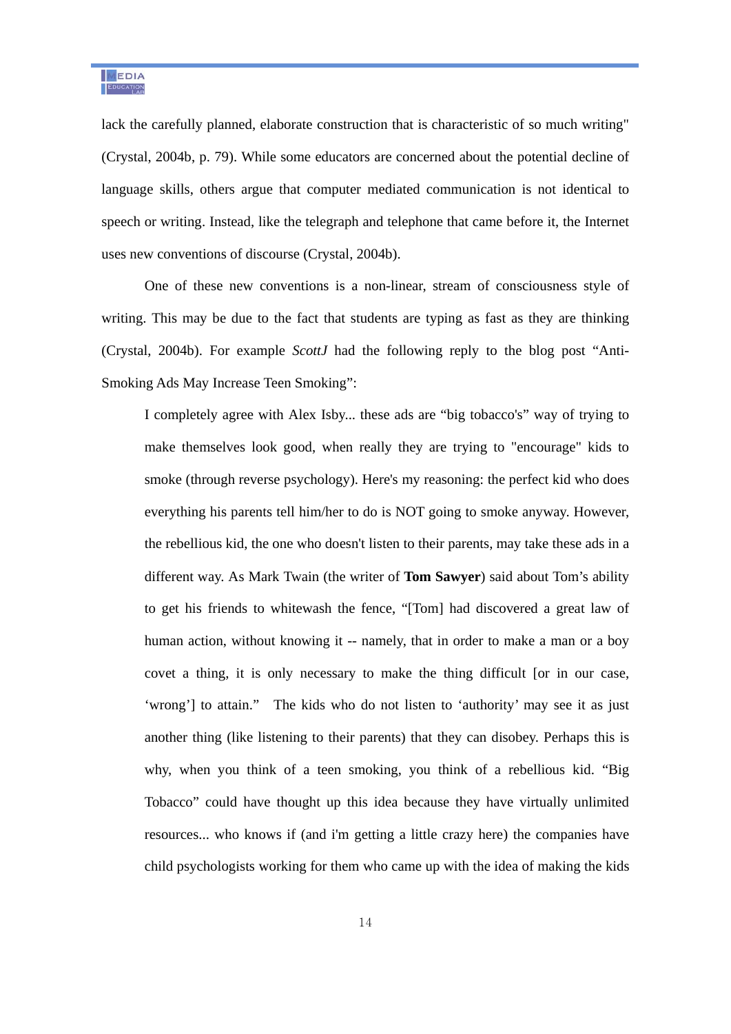lack the carefully planned, elaborate construction that is characteristic of so much writing" (Crystal, 2004b, p. 79). While some educators are concerned about the potential decline of language skills, others argue that computer mediated communication is not identical to speech or writing. Instead, like the telegraph and telephone that came before it, the Internet uses new conventions of discourse (Crystal, 2004b).

One of these new conventions is a non-linear, stream of consciousness style of writing. This may be due to the fact that students are typing as fast as they are thinking (Crystal, 2004b). For example *ScottJ* had the following reply to the blog post "Anti-Smoking Ads May Increase Teen Smoking":

> I completely agree with Alex Isby... these ads are "big tobacco's" way of trying to make themselves look good, when really they are trying to "encourage" kids to smoke (through reverse psychology). Here's my reasoning: the perfect kid who does everything his parents tell him/her to do is NOT going to smoke anyway. However, the rebellious kid, the one who doesn't listen to their parents, may take these ads in a different way. As Mark Twain (the writer of **Tom Sawyer**) said about Tom's ability to get his friends to whitewash the fence, "[Tom] had discovered a great law of human action, without knowing it -- namely, that in order to make a man or a boy covet a thing, it is only necessary to make the thing difficult [or in our case, 'wrong'] to attain." The kids who do not listen to 'authority' may see it as just another thing (like listening to their parents) that they can disobey. Perhaps this is why, when you think of a teen smoking, you think of a rebellious kid. "Big Tobacco" could have thought up this idea because they have virtually unlimited resources... who knows if (and i'm getting a little crazy here) the companies have child psychologists working for them who came up with the idea of making the kids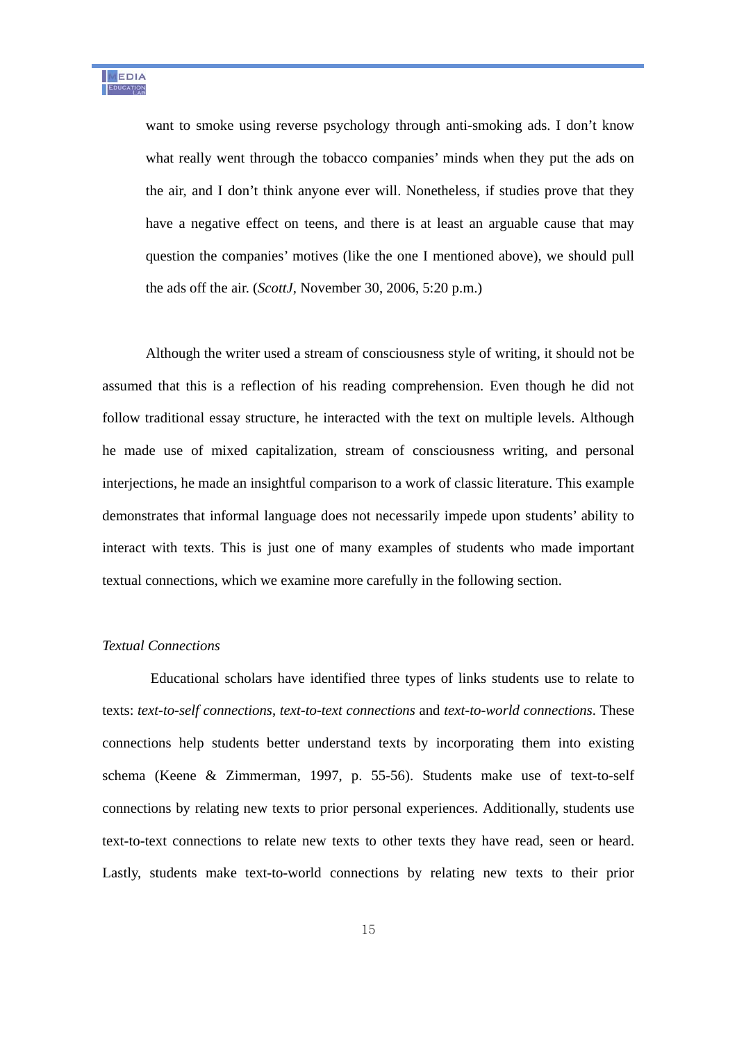> want to smoke using reverse psychology through anti-smoking ads. I don't know what really went through the tobacco companies' minds when they put the ads on the air, and I don't think anyone ever will. Nonetheless, if studies prove that they have a negative effect on teens, and there is at least an arguable cause that may question the companies' motives (like the one I mentioned above), we should pull the ads off the air. (*ScottJ*, November 30, 2006, 5:20 p.m.)

Although the writer used a stream of consciousness style of writing, it should not be assumed that this is a reflection of his reading comprehension. Even though he did not follow traditional essay structure, he interacted with the text on multiple levels. Although he made use of mixed capitalization, stream of consciousness writing, and personal interjections, he made an insightful comparison to a work of classic literature. This example demonstrates that informal language does not necessarily impede upon students' ability to interact with texts. This is just one of many examples of students who made important textual connections, which we examine more carefully in the following section.

### *Textual Connections*

Educational scholars have identified three types of links students use to relate to texts: *text-to-self connections*, *text-to-text connections* and *text-to-world connections*. These connections help students better understand texts by incorporating them into existing schema (Keene & Zimmerman, 1997, p. 55-56). Students make use of text-to-self connections by relating new texts to prior personal experiences. Additionally, students use text-to-text connections to relate new texts to other texts they have read, seen or heard. Lastly, students make text-to-world connections by relating new texts to their prior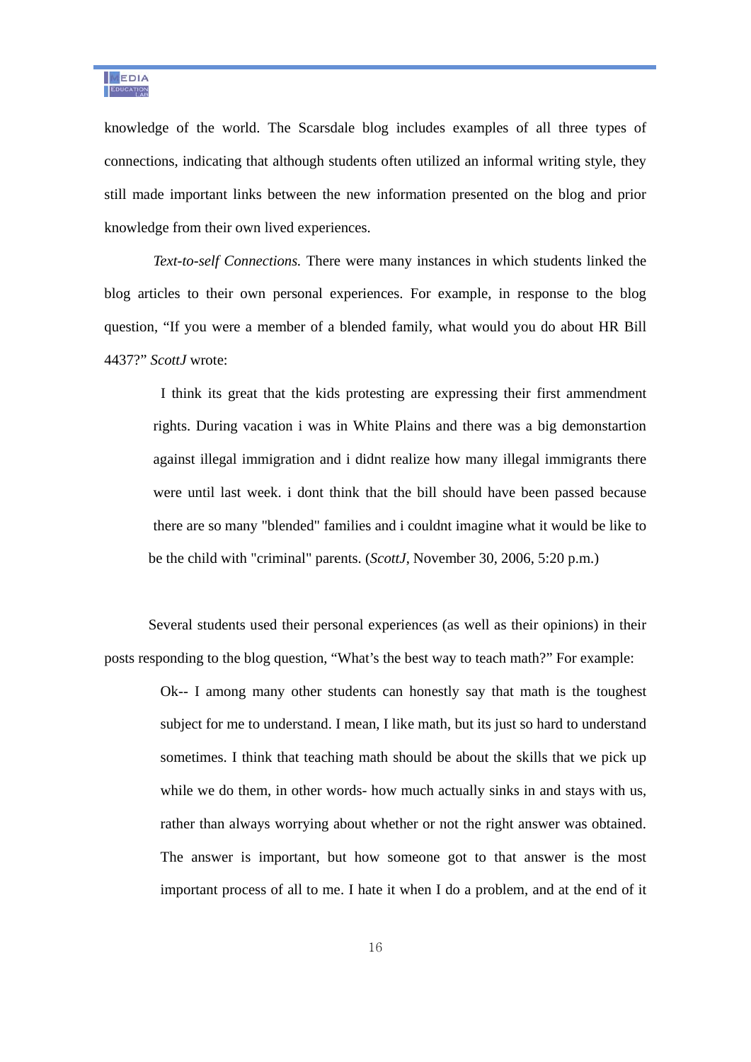knowledge of the world. The Scarsdale blog includes examples of all three types of connections, indicating that although students often utilized an informal writing style, they still made important links between the new information presented on the blog and prior knowledge from their own lived experiences.

*Text-to-self Connections.* There were many instances in which students linked the blog articles to their own personal experiences. For example, in response to the blog question, “If you were a member of a blended family, what would you do about HR Bill 4437?” *ScottJ* wrote:

> I think its great that the kids protesting are expressing their first ammendment rights. During vacation i was in White Plains and there was a big demonstartion against illegal immigration and i didnt realize how many illegal immigrants there were until last week. i dont think that the bill should have been passed because there are so many "blended" families and i couldnt imagine what it would be like to be the child with "criminal" parents. (*ScottJ*, November 30, 2006, 5:20 p.m.)

Several students used their personal experiences (as well as their opinions) in their posts responding to the blog question, “What’s the best way to teach math?” For example:

> Ok-- I among many other students can honestly say that math is the toughest subject for me to understand. I mean, I like math, but its just so hard to understand sometimes. I think that teaching math should be about the skills that we pick up while we do them, in other words- how much actually sinks in and stays with us, rather than always worrying about whether or not the right answer was obtained. The answer is important, but how someone got to that answer is the most important process of all to me. I hate it when I do a problem, and at the end of it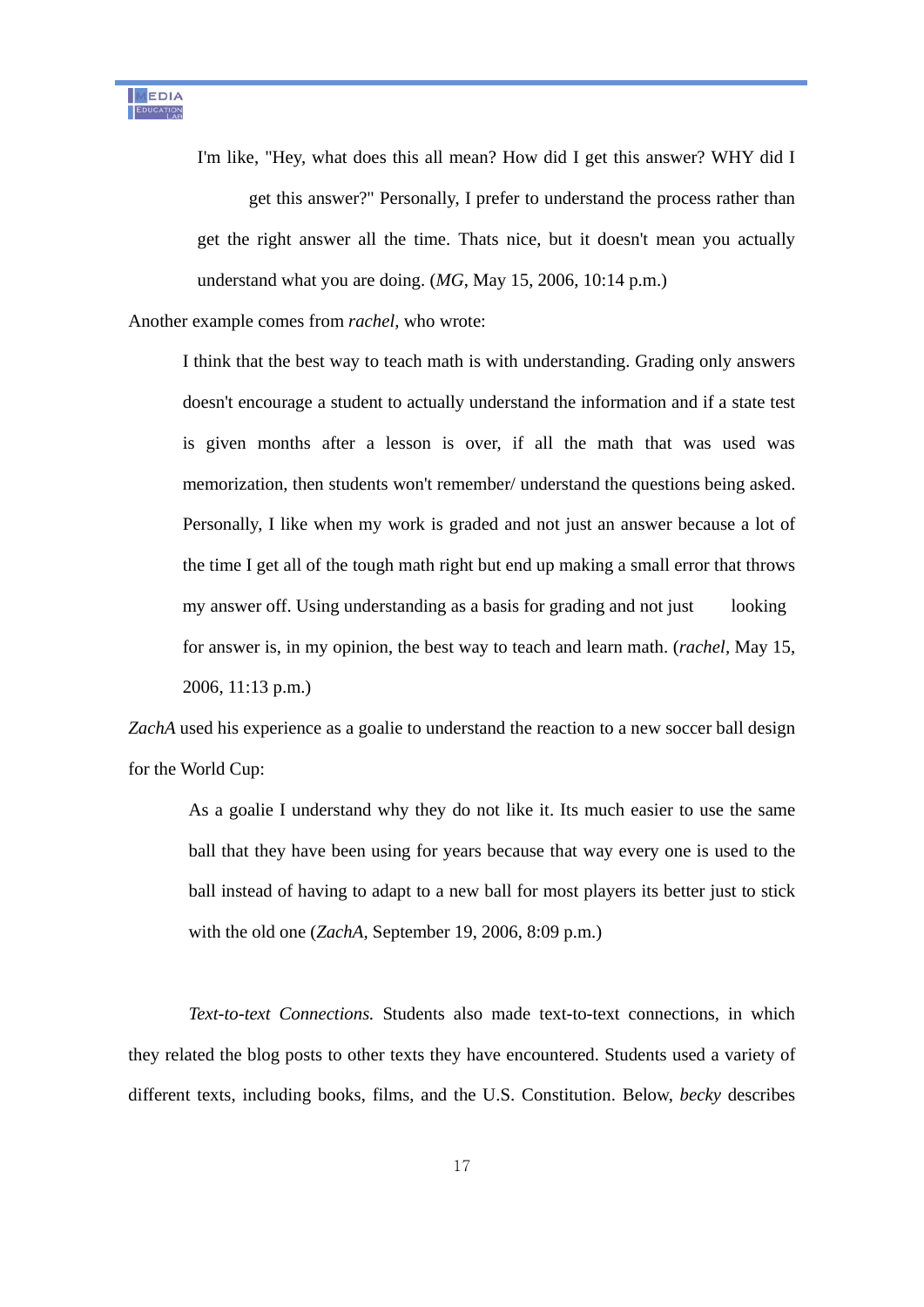> I'm like, "Hey, what does this all mean? How did I get this answer? WHY did I get this answer?" Personally, I prefer to understand the process rather than get the right answer all the time. Thats nice, but it doesn't mean you actually understand what you are doing. (*MG*, May 15, 2006, 10:14 p.m.)

Another example comes from *rachel,* who wrote:

> I think that the best way to teach math is with understanding. Grading only answers doesn't encourage a student to actually understand the information and if a state test is given months after a lesson is over, if all the math that was used was memorization, then students won't remember/ understand the questions being asked. Personally, I like when my work is graded and not just an answer because a lot of the time I get all of the tough math right but end up making a small error that throws my answer off. Using understanding as a basis for grading and not just looking for answer is, in my opinion, the best way to teach and learn math. (*rachel,* May 15, 2006, 11:13 p.m.)

*ZachA* used his experience as a goalie to understand the reaction to a new soccer ball design for the World Cup:

> As a goalie I understand why they do not like it. Its much easier to use the same ball that they have been using for years because that way every one is used to the ball instead of having to adapt to a new ball for most players its better just to stick with the old one (*ZachA*, September 19, 2006, 8:09 p.m.)

*Text-to-text Connections.* Students also made text-to-text connections, in which they related the blog posts to other texts they have encountered. Students used a variety of different texts, including books, films, and the U.S. Constitution. Below, *becky* describes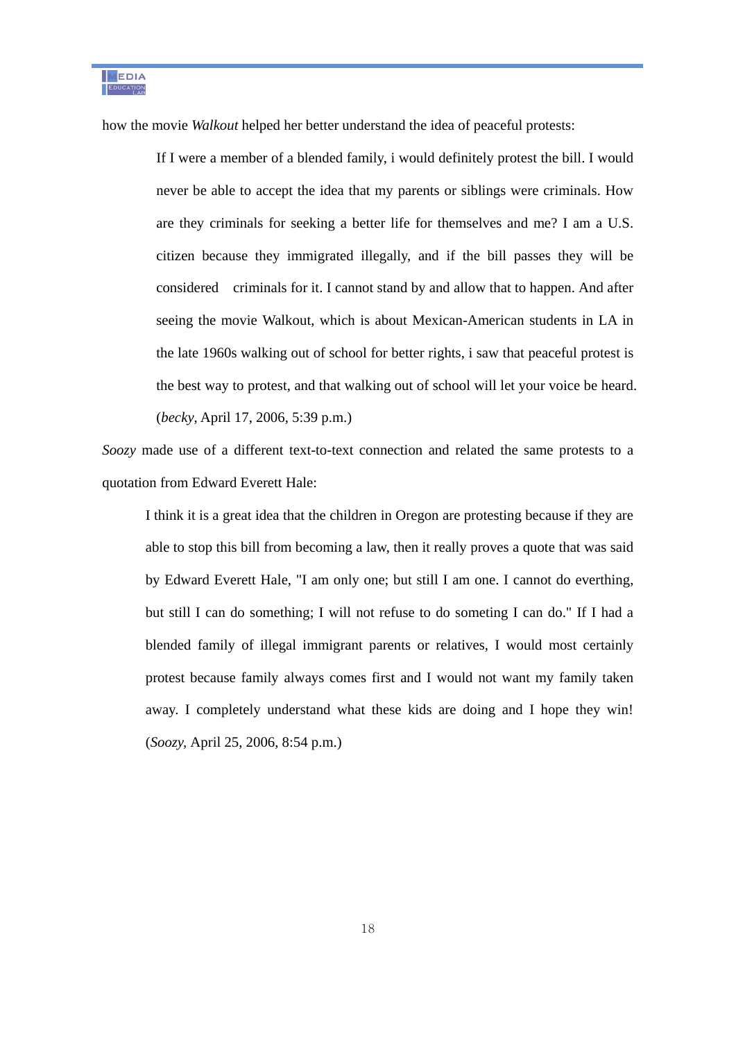how the movie *Walkout* helped her better understand the idea of peaceful protests:

> If I were a member of a blended family, i would definitely protest the bill. I would never be able to accept the idea that my parents or siblings were criminals. How are they criminals for seeking a better life for themselves and me? I am a U.S. citizen because they immigrated illegally, and if the bill passes they will be considered criminals for it. I cannot stand by and allow that to happen. And after seeing the movie Walkout, which is about Mexican-American students in LA in the late 1960s walking out of school for better rights, i saw that peaceful protest is the best way to protest, and that walking out of school will let your voice be heard. (*becky*, April 17, 2006, 5:39 p.m.)

*Soozy* made use of a different text-to-text connection and related the same protests to a quotation from Edward Everett Hale:

> I think it is a great idea that the children in Oregon are protesting because if they are able to stop this bill from becoming a law, then it really proves a quote that was said by Edward Everett Hale, "I am only one; but still I am one. I cannot do everthing, but still I can do something; I will not refuse to do someting I can do." If I had a blended family of illegal immigrant parents or relatives, I would most certainly protest because family always comes first and I would not want my family taken away. I completely understand what these kids are doing and I hope they win! (*Soozy*, April 25, 2006, 8:54 p.m.)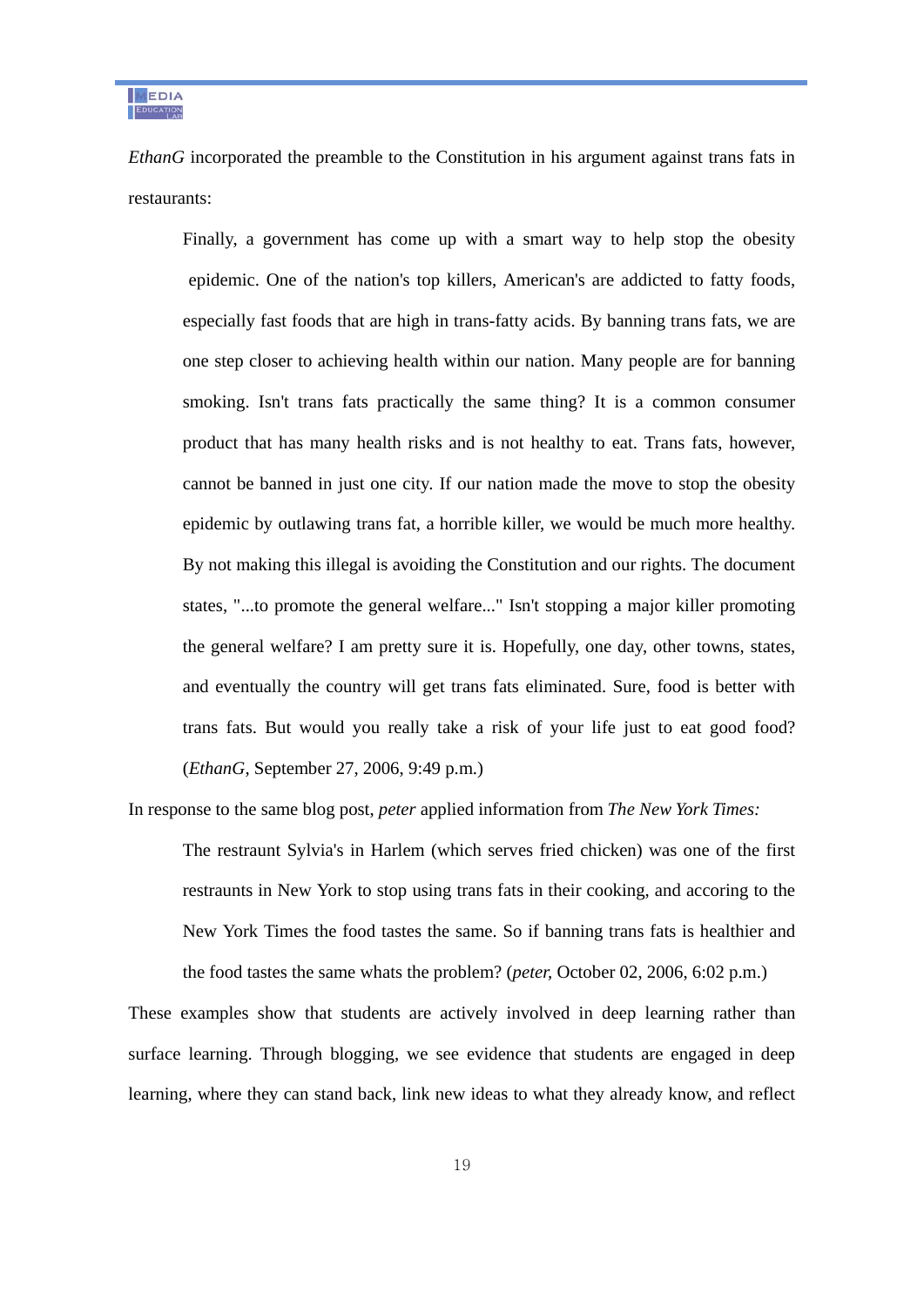*EthanG* incorporated the preamble to the Constitution in his argument against trans fats in restaurants:

> Finally, a government has come up with a smart way to help stop the obesity epidemic. One of the nation's top killers, American's are addicted to fatty foods, especially fast foods that are high in trans-fatty acids. By banning trans fats, we are one step closer to achieving health within our nation. Many people are for banning smoking. Isn't trans fats practically the same thing? It is a common consumer product that has many health risks and is not healthy to eat. Trans fats, however, cannot be banned in just one city. If our nation made the move to stop the obesity epidemic by outlawing trans fat, a horrible killer, we would be much more healthy. By not making this illegal is avoiding the Constitution and our rights. The document states, "...to promote the general welfare..." Isn't stopping a major killer promoting the general welfare? I am pretty sure it is. Hopefully, one day, other towns, states, and eventually the country will get trans fats eliminated. Sure, food is better with trans fats. But would you really take a risk of your life just to eat good food? (*EthanG*, September 27, 2006, 9:49 p.m.)

In response to the same blog post, *peter* applied information from *The New York Times:*

> The restraunt Sylvia's in Harlem (which serves fried chicken) was one of the first restraunts in New York to stop using trans fats in their cooking, and accoring to the New York Times the food tastes the same. So if banning trans fats is healthier and the food tastes the same whats the problem? (*peter,* October 02, 2006, 6:02 p.m.)

These examples show that students are actively involved in deep learning rather than surface learning. Through blogging, we see evidence that students are engaged in deep learning, where they can stand back, link new ideas to what they already know, and reflect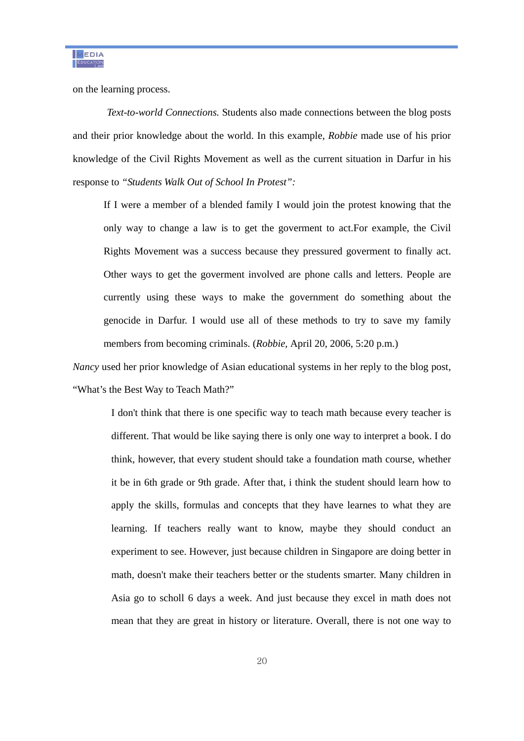on the learning process.

*Text-to-world Connections.* Students also made connections between the blog posts and their prior knowledge about the world. In this example, *Robbie* made use of his prior knowledge of the Civil Rights Movement as well as the current situation in Darfur in his response to *"Students Walk Out of School In Protest":*

> If I were a member of a blended family I would join the protest knowing that the only way to change a law is to get the goverment to act.For example, the Civil Rights Movement was a success because they pressured goverment to finally act. Other ways to get the goverment involved are phone calls and letters. People are currently using these ways to make the government do something about the genocide in Darfur. I would use all of these methods to try to save my family members from becoming criminals. (*Robbie,* April 20, 2006, 5:20 p.m.)

*Nancy* used her prior knowledge of Asian educational systems in her reply to the blog post, "What's the Best Way to Teach Math?"

> I don't think that there is one specific way to teach math because every teacher is different. That would be like saying there is only one way to interpret a book. I do think, however, that every student should take a foundation math course, whether it be in 6th grade or 9th grade. After that, i think the student should learn how to apply the skills, formulas and concepts that they have learnes to what they are learning. If teachers really want to know, maybe they should conduct an experiment to see. However, just because children in Singapore are doing better in math, doesn't make their teachers better or the students smarter. Many children in Asia go to scholl 6 days a week. And just because they excel in math does not mean that they are great in history or literature. Overall, there is not one way to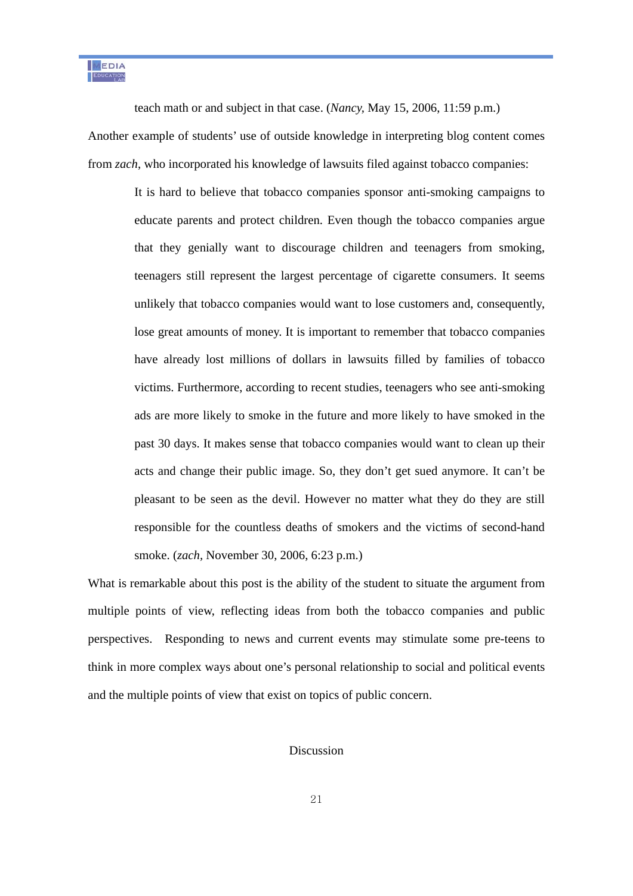teach math or and subject in that case. (*Nancy*, May 15, 2006, 11:59 p.m.)

Another example of students' use of outside knowledge in interpreting blog content comes from *zach*, who incorporated his knowledge of lawsuits filed against tobacco companies:

> It is hard to believe that tobacco companies sponsor anti-smoking campaigns to educate parents and protect children. Even though the tobacco companies argue that they genially want to discourage children and teenagers from smoking, teenagers still represent the largest percentage of cigarette consumers. It seems unlikely that tobacco companies would want to lose customers and, consequently, lose great amounts of money. It is important to remember that tobacco companies have already lost millions of dollars in lawsuits filled by families of tobacco victims. Furthermore, according to recent studies, teenagers who see anti-smoking ads are more likely to smoke in the future and more likely to have smoked in the past 30 days. It makes sense that tobacco companies would want to clean up their acts and change their public image. So, they don't get sued anymore. It can't be pleasant to be seen as the devil. However no matter what they do they are still responsible for the countless deaths of smokers and the victims of second-hand smoke. (*zach*, November 30, 2006, 6:23 p.m.)

What is remarkable about this post is the ability of the student to situate the argument from multiple points of view, reflecting ideas from both the tobacco companies and public perspectives. Responding to news and current events may stimulate some pre-teens to think in more complex ways about one's personal relationship to social and political events and the multiple points of view that exist on topics of public concern.

## Discussion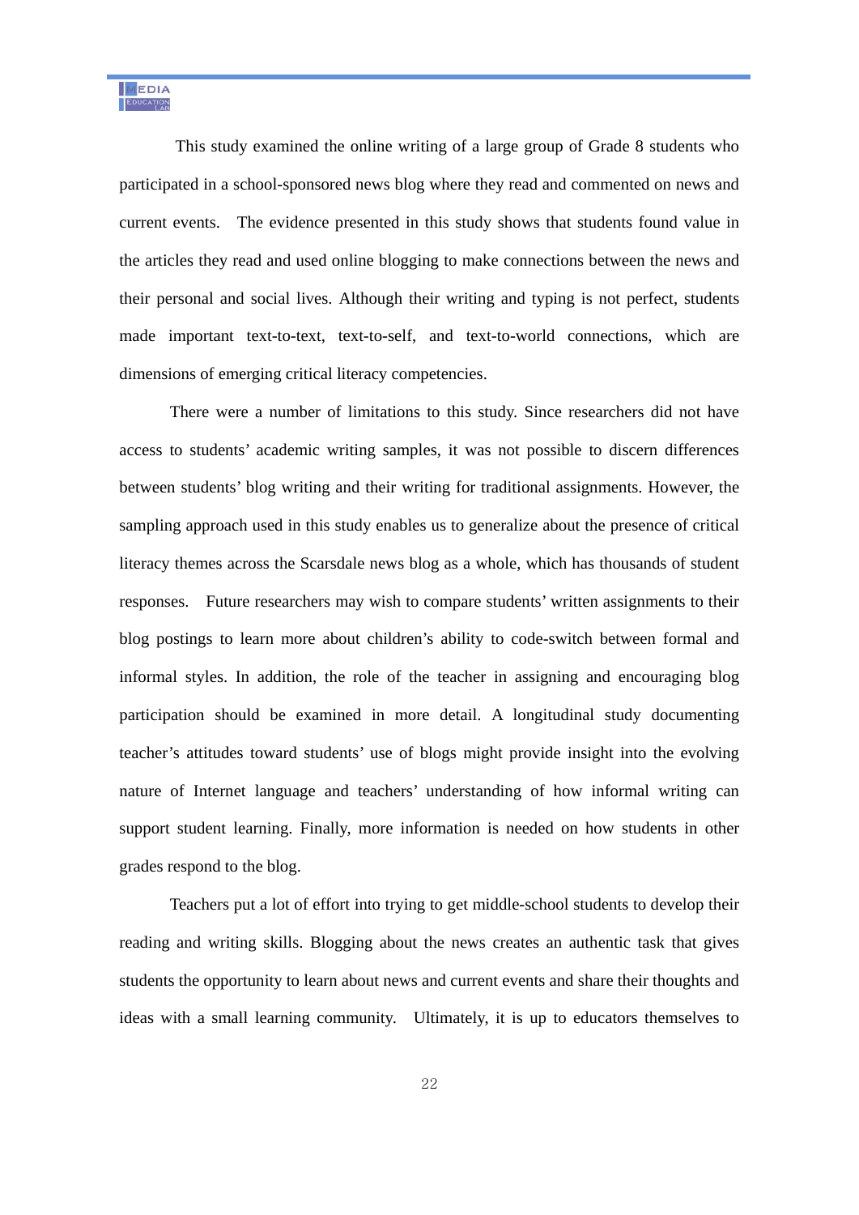This study examined the online writing of a large group of Grade 8 students who participated in a school-sponsored news blog where they read and commented on news and current events. The evidence presented in this study shows that students found value in the articles they read and used online blogging to make connections between the news and their personal and social lives. Although their writing and typing is not perfect, students made important text-to-text, text-to-self, and text-to-world connections, which are dimensions of emerging critical literacy competencies.

There were a number of limitations to this study. Since researchers did not have access to students' academic writing samples, it was not possible to discern differences between students' blog writing and their writing for traditional assignments. However, the sampling approach used in this study enables us to generalize about the presence of critical literacy themes across the Scarsdale news blog as a whole, which has thousands of student responses. Future researchers may wish to compare students' written assignments to their blog postings to learn more about children's ability to code-switch between formal and informal styles. In addition, the role of the teacher in assigning and encouraging blog participation should be examined in more detail. A longitudinal study documenting teacher's attitudes toward students' use of blogs might provide insight into the evolving nature of Internet language and teachers' understanding of how informal writing can support student learning. Finally, more information is needed on how students in other grades respond to the blog.

Teachers put a lot of effort into trying to get middle-school students to develop their reading and writing skills. Blogging about the news creates an authentic task that gives students the opportunity to learn about news and current events and share their thoughts and ideas with a small learning community. Ultimately, it is up to educators themselves to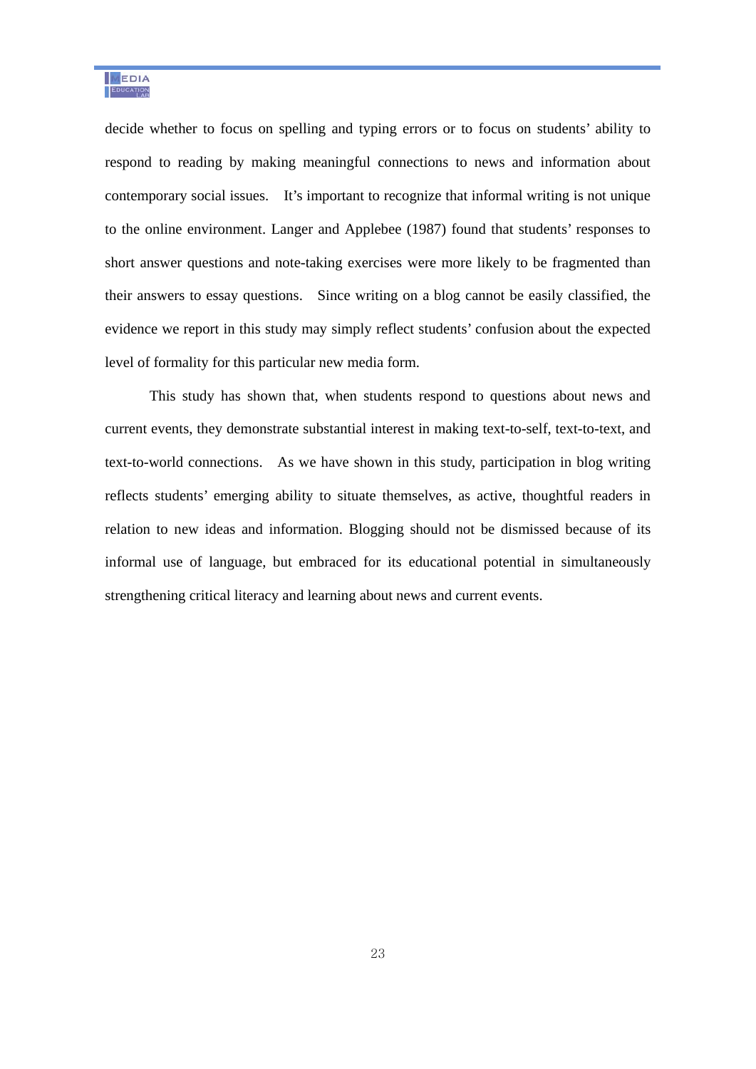decide whether to focus on spelling and typing errors or to focus on students' ability to respond to reading by making meaningful connections to news and information about contemporary social issues. It's important to recognize that informal writing is not unique to the online environment. Langer and Applebee (1987) found that students' responses to short answer questions and note-taking exercises were more likely to be fragmented than their answers to essay questions. Since writing on a blog cannot be easily classified, the evidence we report in this study may simply reflect students' confusion about the expected level of formality for this particular new media form.

This study has shown that, when students respond to questions about news and current events, they demonstrate substantial interest in making text-to-self, text-to-text, and text-to-world connections. As we have shown in this study, participation in blog writing reflects students' emerging ability to situate themselves, as active, thoughtful readers in relation to new ideas and information. Blogging should not be dismissed because of its informal use of language, but embraced for its educational potential in simultaneously strengthening critical literacy and learning about news and current events.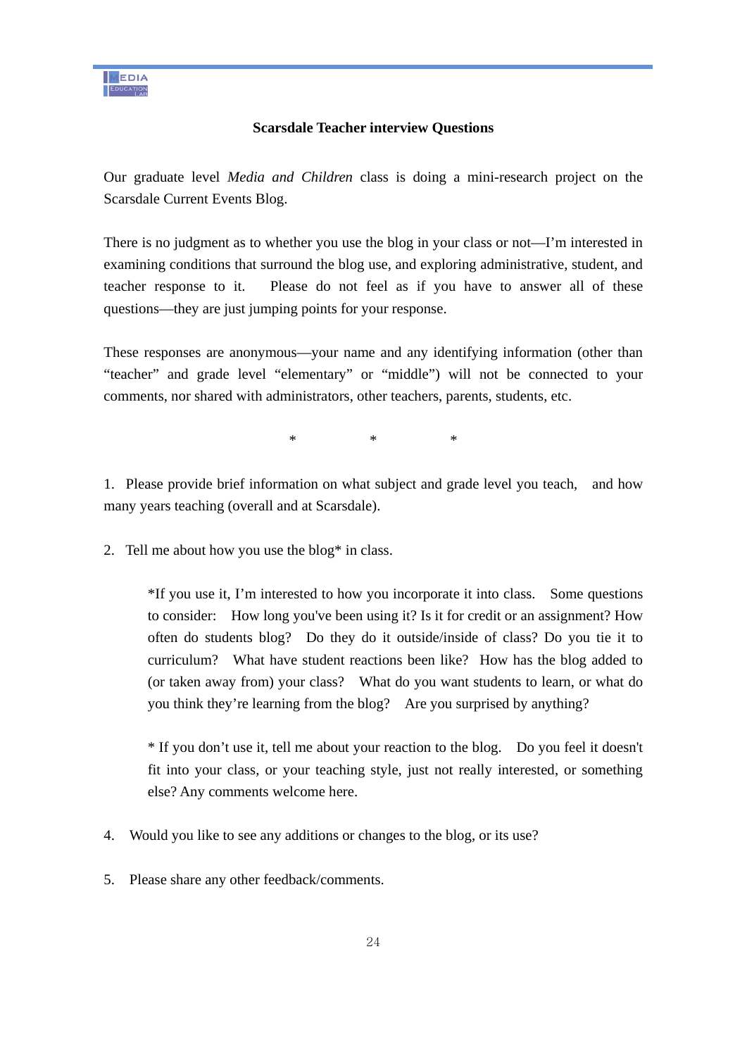**Scarsdale Teacher interview Questions**

Our graduate level *Media and Children* class is doing a mini-research project on the Scarsdale Current Events Blog.

There is no judgment as to whether you use the blog in your class or not—I'm interested in examining conditions that surround the blog use, and exploring administrative, student, and teacher response to it. Please do not feel as if you have to answer all of these questions—they are just jumping points for your response.

These responses are anonymous—your name and any identifying information (other than "teacher" and grade level "elementary" or "middle") will not be connected to your comments, nor shared with administrators, other teachers, parents, students, etc.

\* \* \*

1. Please provide brief information on what subject and grade level you teach, and how many years teaching (overall and at Scarsdale).

2. Tell me about how you use the blog* in class.

   *If you use it, I'm interested to how you incorporate it into class. Some questions to consider: How long you've been using it? Is it for credit or an assignment? How often do students blog? Do they do it outside/inside of class? Do you tie it to curriculum? What have student reactions been like? How has the blog added to (or taken away from) your class? What do you want students to learn, or what do you think they're learning from the blog? Are you surprised by anything?

   \* If you don't use it, tell me about your reaction to the blog. Do you feel it doesn't fit into your class, or your teaching style, just not really interested, or something else? Any comments welcome here.

4. Would you like to see any additions or changes to the blog, or its use?

5. Please share any other feedback/comments.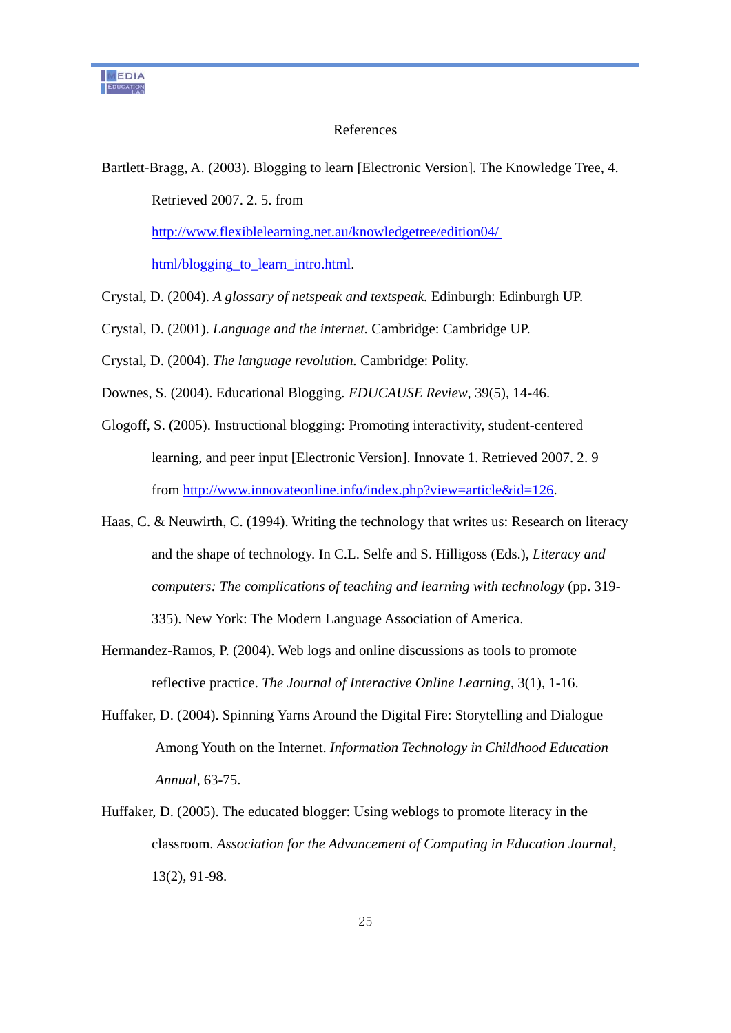# References

Bartlett-Bragg, A. (2003). Blogging to learn [Electronic Version]. The Knowledge Tree, 4. Retrieved 2007. 2. 5. from http://www.flexiblelearning.net.au/knowledgetree/edition04/html/blogging_to_learn_intro.html.

Crystal, D. (2004). *A glossary of netspeak and textspeak.* Edinburgh: Edinburgh UP.

Crystal, D. (2001). *Language and the internet.* Cambridge: Cambridge UP.

Crystal, D. (2004). *The language revolution.* Cambridge: Polity.

Downes, S. (2004). Educational Blogging. *EDUCAUSE Review*, 39(5), 14-46.

Glogoff, S. (2005). Instructional blogging: Promoting interactivity, student-centered learning, and peer input [Electronic Version]. Innovate 1. Retrieved 2007. 2. 9 from http://www.innovateonline.info/index.php?view=article&id=126.

Haas, C. & Neuwirth, C. (1994). Writing the technology that writes us: Research on literacy and the shape of technology. In C.L. Selfe and S. Hilligoss (Eds.), *Literacy and computers: The complications of teaching and learning with technology* (pp. 319-335). New York: The Modern Language Association of America.

Hermandez-Ramos, P. (2004). Web logs and online discussions as tools to promote reflective practice. *The Journal of Interactive Online Learning*, 3(1), 1-16.

Huffaker, D. (2004). Spinning Yarns Around the Digital Fire: Storytelling and Dialogue Among Youth on the Internet. *Information Technology in Childhood Education Annual*, 63-75.

Huffaker, D. (2005). The educated blogger: Using weblogs to promote literacy in the classroom. *Association for the Advancement of Computing in Education Journal*, 13(2), 91-98.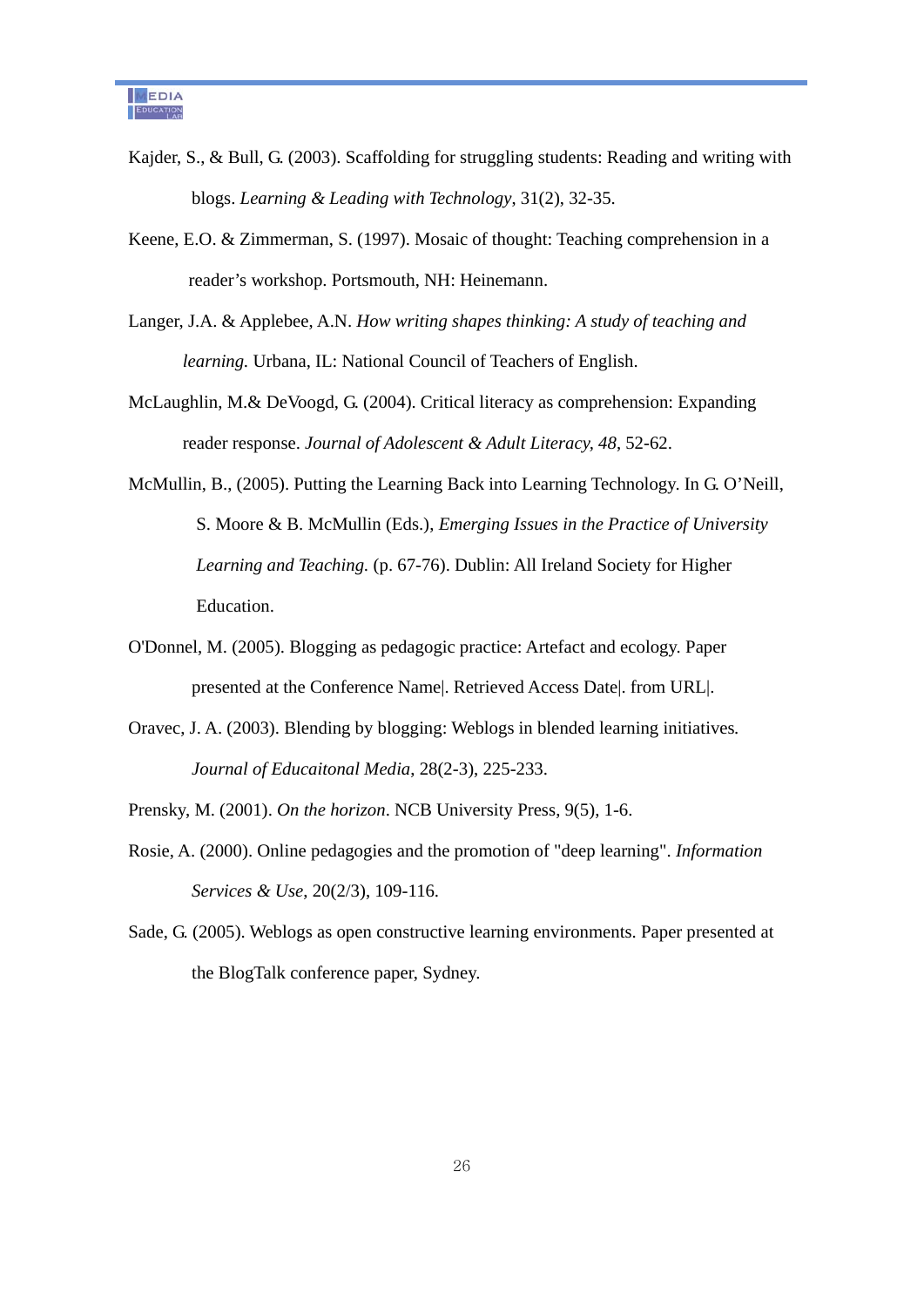Kajder, S., & Bull, G. (2003). Scaffolding for struggling students: Reading and writing with blogs. *Learning & Leading with Technology*, 31(2), 32-35.

Keene, E.O. & Zimmerman, S. (1997). Mosaic of thought: Teaching comprehension in a reader's workshop. Portsmouth, NH: Heinemann.

Langer, J.A. & Applebee, A.N. *How writing shapes thinking: A study of teaching and learning.* Urbana, IL: National Council of Teachers of English.

McLaughlin, M.& DeVoogd, G. (2004). Critical literacy as comprehension: Expanding reader response. *Journal of Adolescent & Adult Literacy, 48*, 52-62.

McMullin, B., (2005). Putting the Learning Back into Learning Technology. In G. O'Neill, S. Moore & B. McMullin (Eds.), *Emerging Issues in the Practice of University Learning and Teaching.* (p. 67-76). Dublin: All Ireland Society for Higher Education.

O'Donnel, M. (2005). Blogging as pedagogic practice: Artefact and ecology. Paper presented at the Conference Name|. Retrieved Access Date|. from URL|.

Oravec, J. A. (2003). Blending by blogging: Weblogs in blended learning initiatives. *Journal of Educaitonal Media*, 28(2-3), 225-233.

Prensky, M. (2001). *On the horizon*. NCB University Press, 9(5), 1-6.

Rosie, A. (2000). Online pedagogies and the promotion of "deep learning". *Information Services & Use*, 20(2/3), 109-116.

Sade, G. (2005). Weblogs as open constructive learning environments. Paper presented at the BlogTalk conference paper, Sydney.